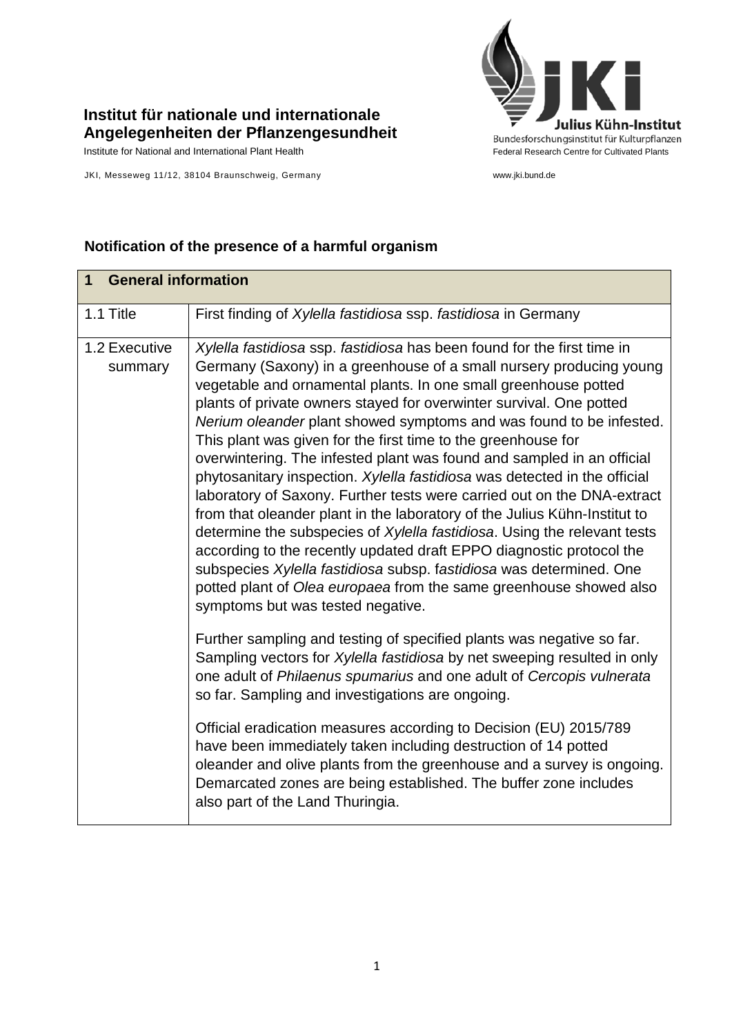**Institut für nationale und internationale Angelegenheiten der Pflanzengesundheit**

Institute for National and International Plant Health

JKI, Messeweg 11/12, 38104 Braunschweig, Germany

Julius Kühn-Institut
Bundesforschungsinstitut für Kulturpflanzen
Federal Research Centre for Cultivated Plants

www.jki.bund.de

## Notification of the presence of a harmful organism

| **1 General information** | |
|---|---|
| 1.1 Title | First finding of *Xylella fastidiosa* ssp. *fastidiosa* in Germany |
| 1.2 Executive summary | *Xylella fastidiosa* ssp. *fastidiosa* has been found for the first time in Germany (Saxony) in a greenhouse of a small nursery producing young vegetable and ornamental plants. In one small greenhouse potted plants of private owners stayed for overwinter survival. One potted *Nerium oleander* plant showed symptoms and was found to be infested. This plant was given for the first time to the greenhouse for overwintering. The infested plant was found and sampled in an official phytosanitary inspection. *Xylella fastidiosa* was detected in the official laboratory of Saxony. Further tests were carried out on the DNA-extract from that oleander plant in the laboratory of the Julius Kühn-Institut to determine the subspecies of *Xylella fastidiosa*. Using the relevant tests according to the recently updated draft EPPO diagnostic protocol the subspecies *Xylella fastidiosa* subsp. f*astidiosa* was determined. One potted plant of *Olea europaea* from the same greenhouse showed also symptoms but was tested negative.<br><br>Further sampling and testing of specified plants was negative so far. Sampling vectors for *Xylella fastidiosa* by net sweeping resulted in only one adult of *Philaenus spumarius* and one adult of *Cercopis vulnerata* so far. Sampling and investigations are ongoing.<br><br>Official eradication measures according to Decision (EU) 2015/789 have been immediately taken including destruction of 14 potted oleander and olive plants from the greenhouse and a survey is ongoing. Demarcated zones are being established. The buffer zone includes also part of the Land Thuringia. |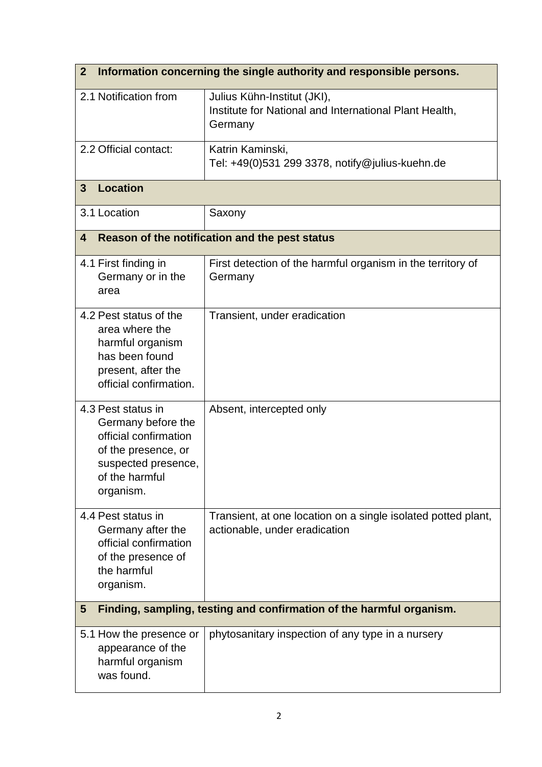| **2 Information concerning the single authority and responsible persons.** | |
| --- | --- |
| 2.1 Notification from | Julius Kühn-Institut (JKI), Institute for National and International Plant Health, Germany |
| 2.2 Official contact: | Katrin Kaminski, Tel: +49(0)531 299 3378, notify@julius-kuehn.de |
| **3 Location** | |
| 3.1 Location | Saxony |
| **4 Reason of the notification and the pest status** | |
| 4.1 First finding in Germany or in the area | First detection of the harmful organism in the territory of Germany |
| 4.2 Pest status of the area where the harmful organism has been found present, after the official confirmation. | Transient, under eradication |
| 4.3 Pest status in Germany before the official confirmation of the presence, or suspected presence, of the harmful organism. | Absent, intercepted only |
| 4.4 Pest status in Germany after the official confirmation of the presence of the harmful organism. | Transient, at one location on a single isolated potted plant, actionable, under eradication |
| **5 Finding, sampling, testing and confirmation of the harmful organism.** | |
| 5.1 How the presence or appearance of the harmful organism was found. | phytosanitary inspection of any type in a nursery |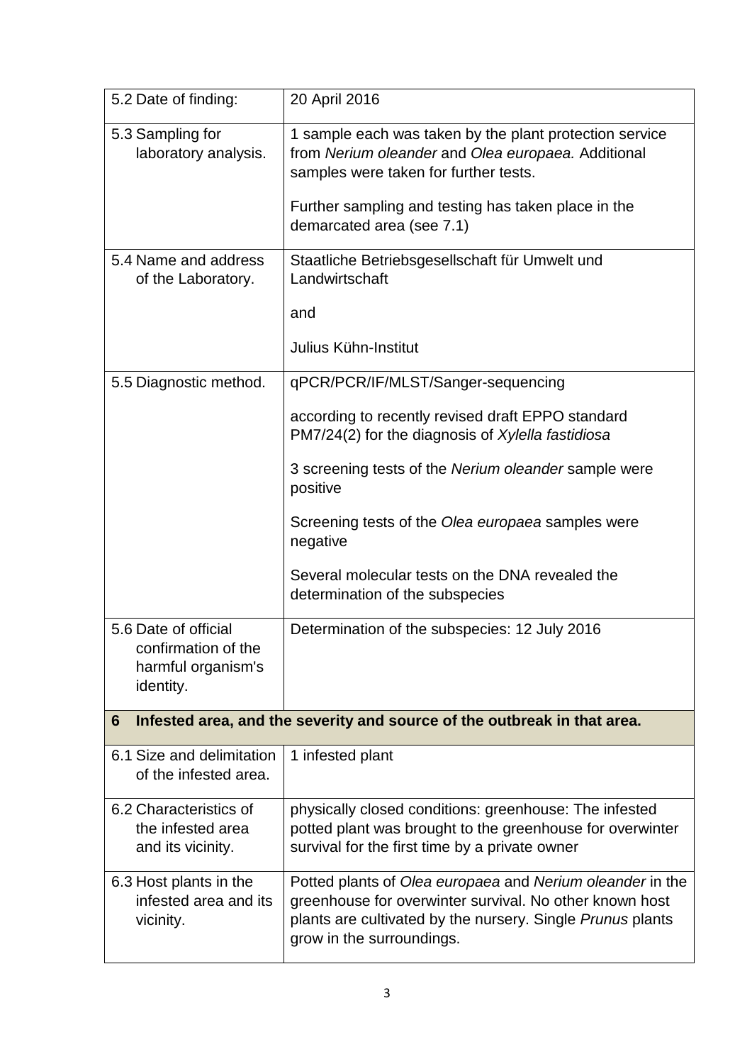| | |
|---|---|
| 5.2 Date of finding: | 20 April 2016 |
| 5.3 Sampling for laboratory analysis. | 1 sample each was taken by the plant protection service from *Nerium oleander* and *Olea europaea.* Additional samples were taken for further tests.<br><br>Further sampling and testing has taken place in the demarcated area (see 7.1) |
| 5.4 Name and address of the Laboratory. | Staatliche Betriebsgesellschaft für Umwelt und Landwirtschaft<br><br>and<br><br>Julius Kühn-Institut |
| 5.5 Diagnostic method. | qPCR/PCR/IF/MLST/Sanger-sequencing<br><br>according to recently revised draft EPPO standard PM7/24(2) for the diagnosis of *Xylella fastidiosa*<br><br>3 screening tests of the *Nerium oleander* sample were positive<br><br>Screening tests of the *Olea europaea* samples were negative<br><br>Several molecular tests on the DNA revealed the determination of the subspecies |
| 5.6 Date of official confirmation of the harmful organism's identity. | Determination of the subspecies: 12 July 2016 |
| **6 Infested area, and the severity and source of the outbreak in that area.** | |
| 6.1 Size and delimitation of the infested area. | 1 infested plant |
| 6.2 Characteristics of the infested area and its vicinity. | physically closed conditions: greenhouse: The infested potted plant was brought to the greenhouse for overwinter survival for the first time by a private owner |
| 6.3 Host plants in the infested area and its vicinity. | Potted plants of *Olea europaea* and *Nerium oleander* in the greenhouse for overwinter survival. No other known host plants are cultivated by the nursery. Single *Prunus* plants grow in the surroundings. |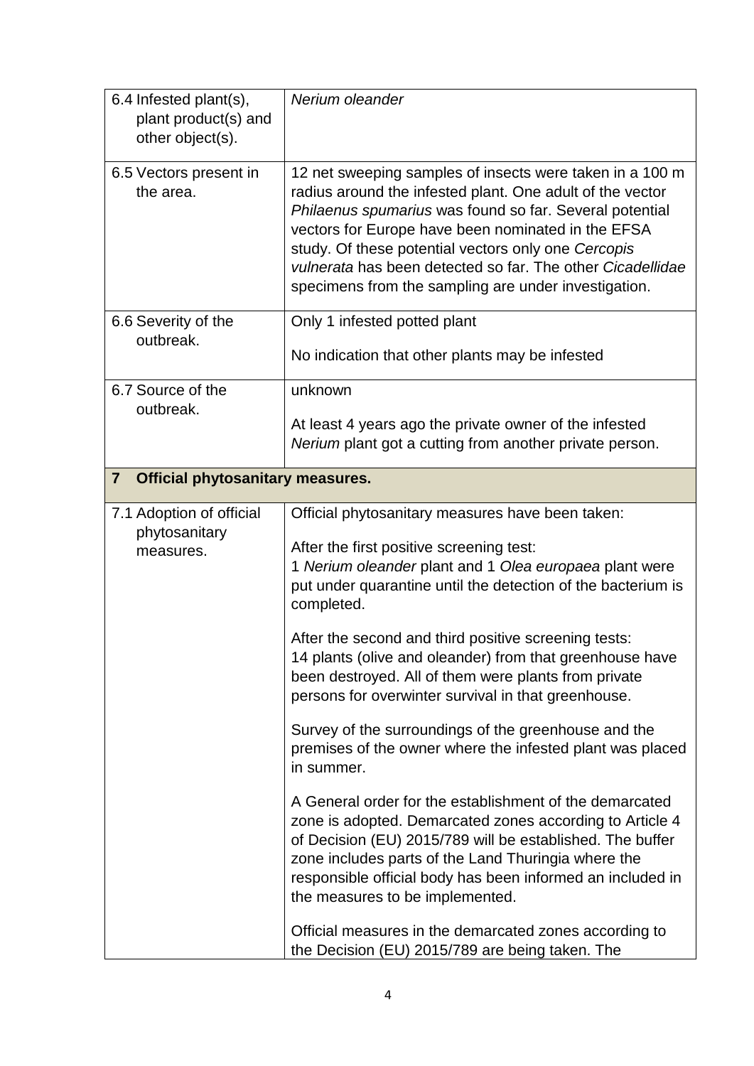| | |
|---|---|
| 6.4 Infested plant(s), plant product(s) and other object(s). | *Nerium oleander* |
| 6.5 Vectors present in the area. | 12 net sweeping samples of insects were taken in a 100 m radius around the infested plant. One adult of the vector *Philaenus spumarius* was found so far. Several potential vectors for Europe have been nominated in the EFSA study. Of these potential vectors only one *Cercopis vulnerata* has been detected so far. The other *Cicadellidae* specimens from the sampling are under investigation. |
| 6.6 Severity of the outbreak. | Only 1 infested potted plant<br><br>No indication that other plants may be infested |
| 6.7 Source of the outbreak. | unknown<br><br>At least 4 years ago the private owner of the infested *Nerium* plant got a cutting from another private person. |
| **7 Official phytosanitary measures.** | |
| 7.1 Adoption of official phytosanitary measures. | Official phytosanitary measures have been taken:<br><br>After the first positive screening test:<br>1 *Nerium oleander* plant and 1 *Olea europaea* plant were put under quarantine until the detection of the bacterium is completed.<br><br>After the second and third positive screening tests:<br>14 plants (olive and oleander) from that greenhouse have been destroyed. All of them were plants from private persons for overwinter survival in that greenhouse.<br><br>Survey of the surroundings of the greenhouse and the premises of the owner where the infested plant was placed in summer.<br><br>A General order for the establishment of the demarcated zone is adopted. Demarcated zones according to Article 4 of Decision (EU) 2015/789 will be established. The buffer zone includes parts of the Land Thuringia where the responsible official body has been informed an included in the measures to be implemented.<br><br>Official measures in the demarcated zones according to the Decision (EU) 2015/789 are being taken. The |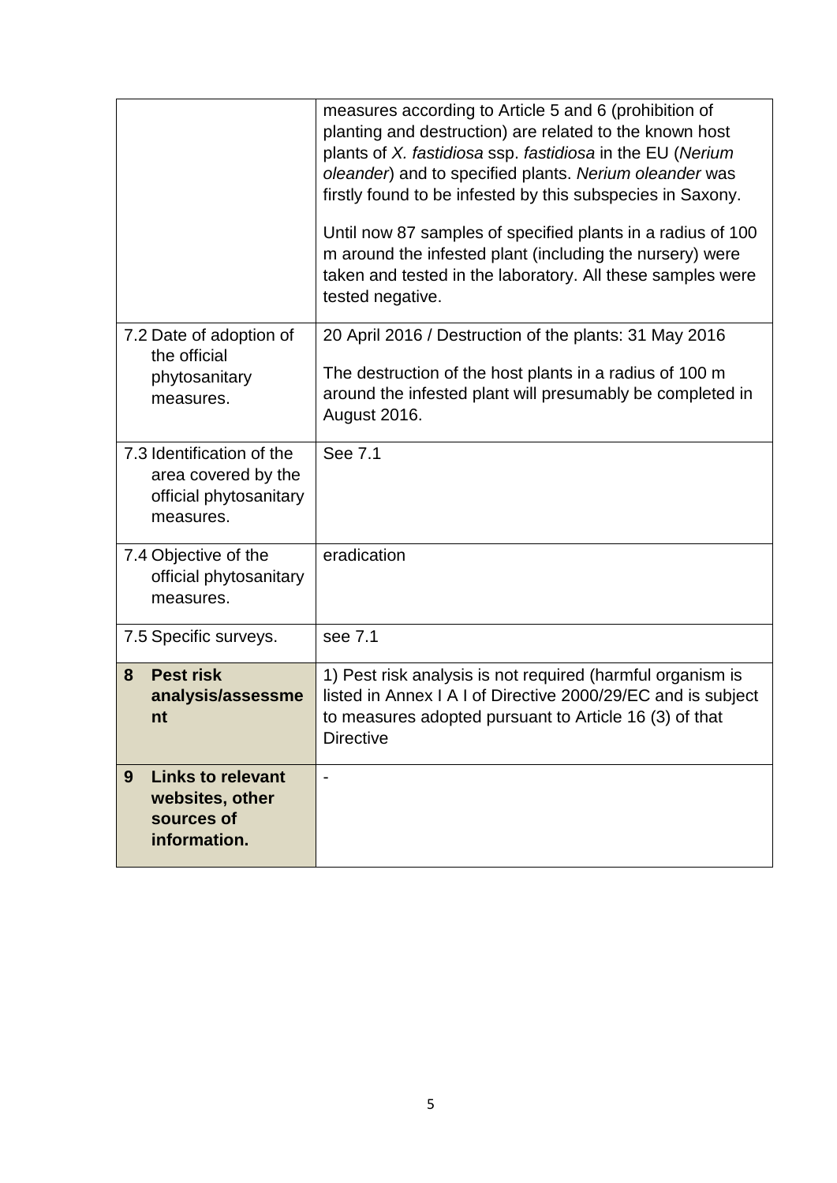| | |
|---|---|
| | measures according to Article 5 and 6 (prohibition of planting and destruction) are related to the known host plants of *X. fastidiosa* ssp. *fastidiosa* in the EU (*Nerium oleander*) and to specified plants. *Nerium oleander* was firstly found to be infested by this subspecies in Saxony.<br><br>Until now 87 samples of specified plants in a radius of 100 m around the infested plant (including the nursery) were taken and tested in the laboratory. All these samples were tested negative. |
| 7.2 Date of adoption of the official phytosanitary measures. | 20 April 2016 / Destruction of the plants: 31 May 2016<br><br>The destruction of the host plants in a radius of 100 m around the infested plant will presumably be completed in August 2016. |
| 7.3 Identification of the area covered by the official phytosanitary measures. | See 7.1 |
| 7.4 Objective of the official phytosanitary measures. | eradication |
| 7.5 Specific surveys. | see 7.1 |
| **8 Pest risk analysis/assessment** | 1) Pest risk analysis is not required (harmful organism is listed in Annex I A I of Directive 2000/29/EC and is subject to measures adopted pursuant to Article 16 (3) of that Directive |
| **9 Links to relevant websites, other sources of information.** | - |